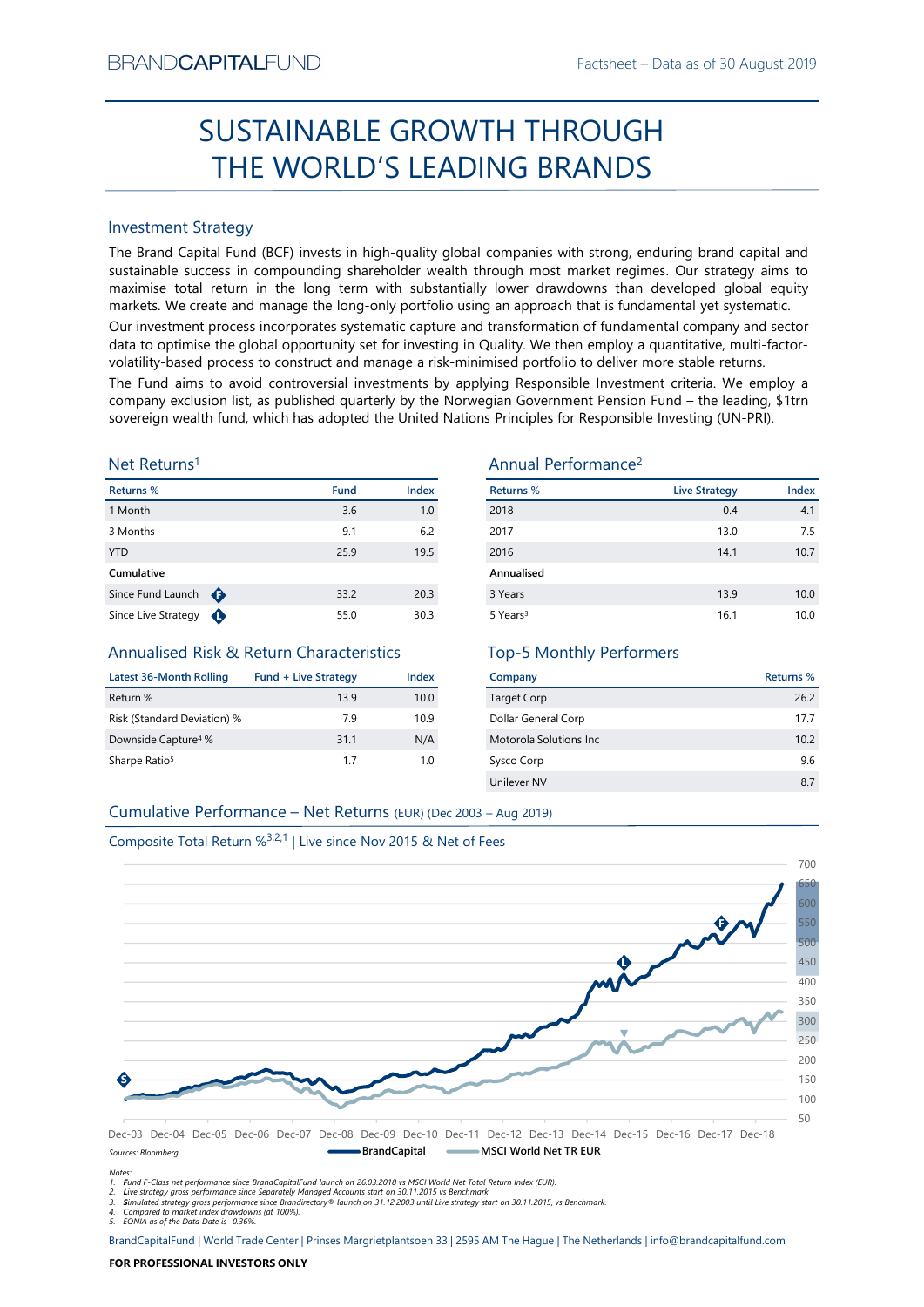BRANDCAPITALFUND

Factsheet – Data as of 30 August 2019

# SUSTAINABLE GROWTH THROUGH THE WORLD'S LEADING BRANDS

## Investment Strategy

The Brand Capital Fund (BCF) invests in high-quality global companies with strong, enduring brand capital and sustainable success in compounding shareholder wealth through most market regimes. Our strategy aims to maximise total return in the long term with substantially lower drawdowns than developed global equity markets. We create and manage the long-only portfolio using an approach that is fundamental yet systematic.

Our investment process incorporates systematic capture and transformation of fundamental company and sector data to optimise the global opportunity set for investing in Quality. We then employ a quantitative, multi-factor-volatility-based process to construct and manage a risk-minimised portfolio to deliver more stable returns.

The Fund aims to avoid controversial investments by applying Responsible Investment criteria. We employ a company exclusion list, as published quarterly by the Norwegian Government Pension Fund – the leading, $1trn sovereign wealth fund, which has adopted the United Nations Principles for Responsible Investing (UN-PRI).

## Net Returns[1]

| Returns % | Fund | Index |
|---|---|---|
| 1 Month | 3.6 | -1.0 |
| 3 Months | 9.1 | 6.2 |
| YTD | 25.9 | 19.5 |
| **Cumulative** | | |
| Since Fund Launch (F) | 33.2 | 20.3 |
| Since Live Strategy (L) | 55.0 | 30.3 |

## Annual Performance[2]

| Returns % | Live Strategy | Index |
|---|---|---|
| 2018 | 0.4 | -4.1 |
| 2017 | 13.0 | 7.5 |
| 2016 | 14.1 | 10.7 |
| **Annualised** | | |
| 3 Years | 13.9 | 10.0 |
| 5 Years[3] | 16.1 | 10.0 |

## Annualised Risk & Return Characteristics

| Latest 36-Month Rolling | Fund + Live Strategy | Index |
|---|---|---|
| Return % | 13.9 | 10.0 |
| Risk (Standard Deviation) % | 7.9 | 10.9 |
| Downside Capture[4] % | 31.1 | N/A |
| Sharpe Ratio[5] | 1.7 | 1.0 |

## Top-5 Monthly Performers

| Company | Returns % |
|---|---|
| Target Corp | 26.2 |
| Dollar General Corp | 17.7 |
| Motorola Solutions Inc | 10.2 |
| Sysco Corp | 9.6 |
| Unilever NV | 8.7 |

## Cumulative Performance – Net Returns (EUR) (Dec 2003 – Aug 2019)

Composite Total Return %[3,2,1] | Live since Nov 2015 & Net of Fees

Legend: BrandCapital; MSCI World Net TR EUR

Sources: Bloomberg

Notes:
1. **F**und F-Class net performance since BrandCapitalFund launch on 26.03.2018 vs MSCI World Net Total Return Index (EUR).
2. **L**ive strategy gross performance since Separately Managed Accounts start on 30.11.2015 vs Benchmark.
3. **S**imulated strategy gross performance since Brandirectory® launch on 31.12.2003 until Live strategy start on 30.11.2015, vs Benchmark.
4. Compared to market index drawdowns (at 100%).
5. EONIA as of the Data Date is -0.36%.

BrandCapitalFund | World Trade Center | Prinses Margrietplantsoen 33 | 2595 AM The Hague | The Netherlands | info@brandcapitalfund.com

**FOR PROFESSIONAL INVESTORS ONLY**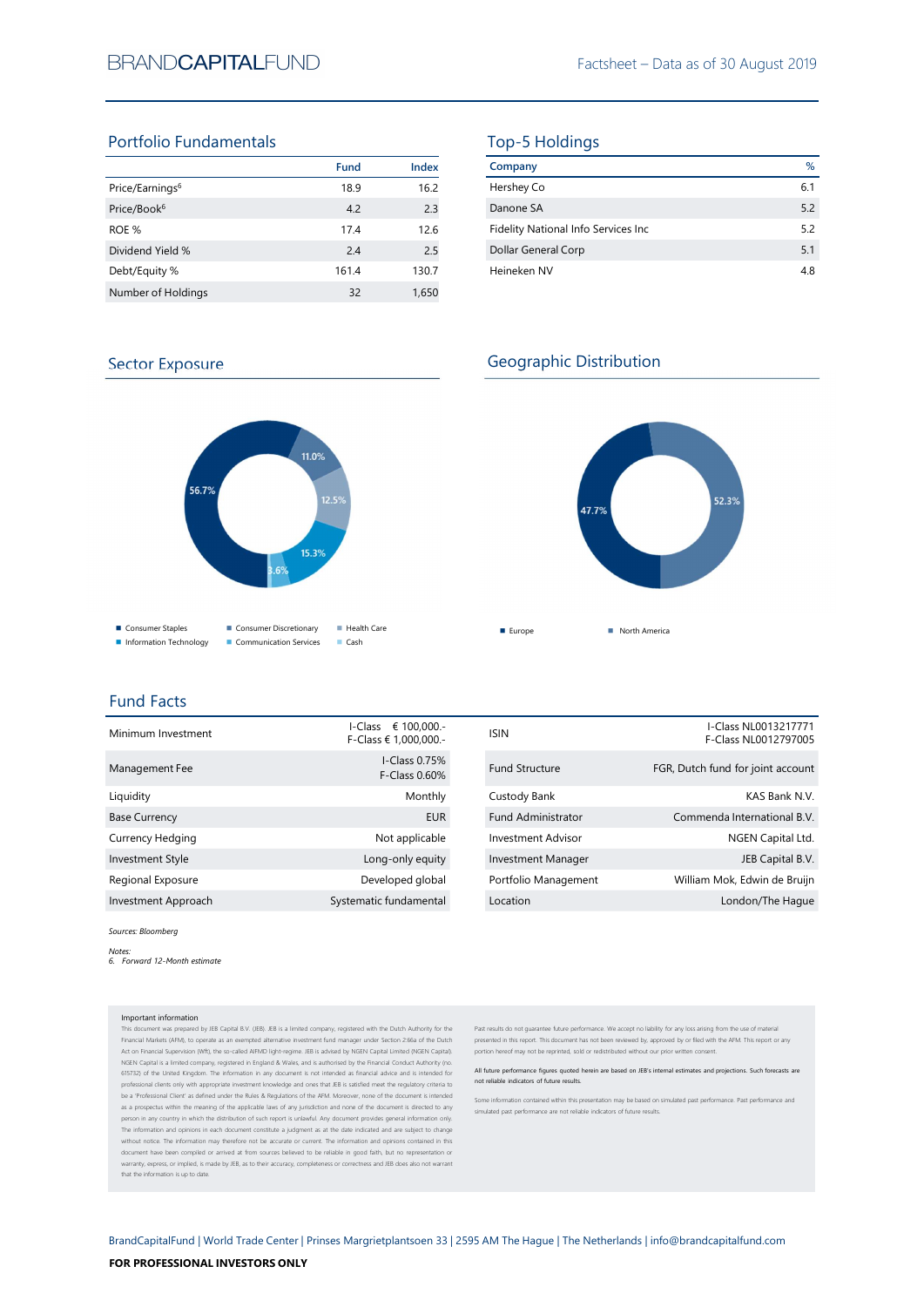# BRANDCAPITALFUND

Factsheet – Data as of 30 August 2019

## Portfolio Fundamentals

| | Fund | Index |
|---|---|---|
| Price/Earnings[6] | 18.9 | 16.2 |
| Price/Book[6] | 4.2 | 2.3 |
| ROE % | 17.4 | 12.6 |
| Dividend Yield % | 2.4 | 2.5 |
| Debt/Equity % | 161.4 | 130.7 |
| Number of Holdings | 32 | 1,650 |

## Top-5 Holdings

| Company | % |
|---|---|
| Hershey Co | 6.1 |
| Danone SA | 5.2 |
| Fidelity National Info Services Inc | 5.2 |
| Dollar General Corp | 5.1 |
| Heineken NV | 4.8 |

## Sector Exposure

56.7%
11.0%
12.5%
15.3%
3.6%

Consumer Staples
Consumer Discretionary
Health Care
Information Technology
Communication Services
Cash

## Geographic Distribution

47.7%
52.3%

Europe
North America

## Fund Facts

| | |
|---|---|
| Minimum Investment | I-Class € 100,000.-<br>F-Class € 1,000,000.- |
| Management Fee | I-Class 0.75%<br>F-Class 0.60% |
| Liquidity | Monthly |
| Base Currency | EUR |
| Currency Hedging | Not applicable |
| Investment Style | Long-only equity |
| Regional Exposure | Developed global |
| Investment Approach | Systematic fundamental |

| | |
|---|---|
| ISIN | I-Class NL0013217771<br>F-Class NL0012797005 |
| Fund Structure | FGR, Dutch fund for joint account |
| Custody Bank | KAS Bank N.V. |
| Fund Administrator | Commenda International B.V. |
| Investment Advisor | NGEN Capital Ltd. |
| Investment Manager | JEB Capital B.V. |
| Portfolio Management | William Mok, Edwin de Bruijn |
| Location | London/The Hague |

*Sources: Bloomberg*

*Notes:*
*6. Forward 12-Month estimate*

**Important information**

This document was prepared by JEB Capital B.V. (JEB). JEB is a limited company, registered with the Dutch Authority for the Financial Markets (AFM), to operate as an exempted alternative investment fund manager under Section 2:66a of the Dutch Act on Financial Supervision (Wft), the so-called AIFMD light-regime. JEB is advised by NGEN Capital Limited (NGEN Capital). NGEN Capital is a limited company, registered in England & Wales, and is authorised by the Financial Conduct Authority (no. 615732) of the United Kingdom. The information in any document is not intended as financial advice and is intended for professional clients only with appropriate investment knowledge and ones that JEB is satisfied meet the regulatory criteria to be a 'Professional Client' as defined under the Rules & Regulations of the AFM. Moreover, none of the document is intended as a prospectus within the meaning of the applicable laws of any jurisdiction and none of the document is directed to any person in any country in which the distribution of such report is unlawful. Any document provides general information only. The information and opinions in each document constitute a judgment as at the date indicated and are subject to change without notice. The information may therefore not be accurate or current. The information and opinions contained in this document have been compiled or arrived at from sources believed to be reliable in good faith, but no representation or warranty, express, or implied, is made by JEB, as to their accuracy, completeness or correctness and JEB does also not warrant that the information is up to date.

Past results do not guarantee future performance. We accept no liability for any loss arising from the use of material presented in this report. This document has not been reviewed by, approved by or filed with the AFM. This report or any portion hereof may not be reprinted, sold or redistributed without our prior written consent.

All future performance figures quoted herein are based on JEB's internal estimates and projections. Such forecasts are not reliable indicators of future results.

Some information contained within this presentation may be based on simulated past performance. Past performance and simulated past performance are not reliable indicators of future results.

BrandCapitalFund | World Trade Center | Prinses Margrietplantsoen 33 | 2595 AM The Hague | The Netherlands | info@brandcapitalfund.com

**FOR PROFESSIONAL INVESTORS ONLY**